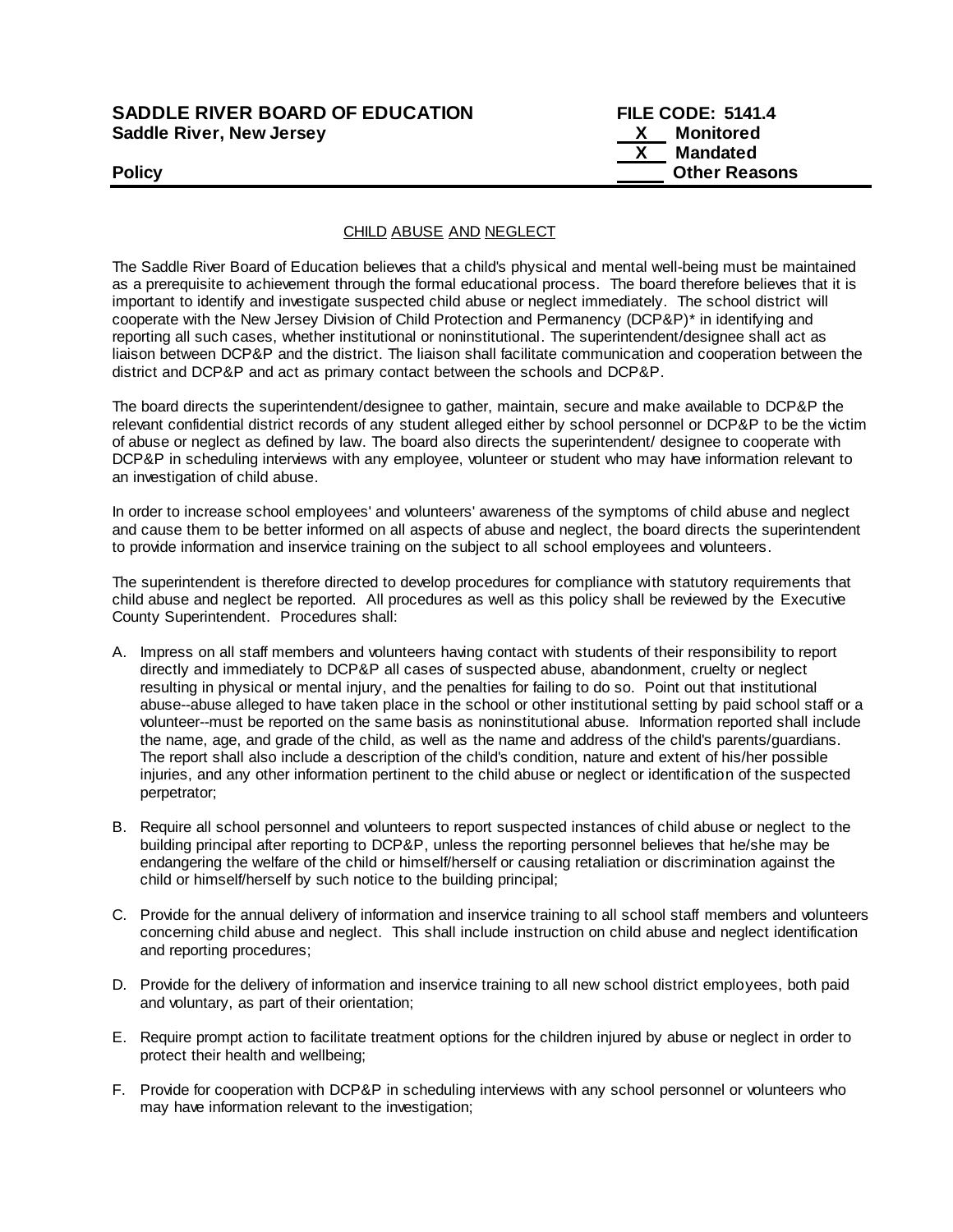**SADDLE RIVER BOARD OF EDUCATION**
**Saddle River, New Jersey**

**Policy**

**FILE CODE: 5141.4**
**X Monitored**
**X Mandated**
**\_\_\_\_\_ Other Reasons**

## CHILD ABUSE AND NEGLECT

The Saddle River Board of Education believes that a child's physical and mental well-being must be maintained as a prerequisite to achievement through the formal educational process. The board therefore believes that it is important to identify and investigate suspected child abuse or neglect immediately. The school district will cooperate with the New Jersey Division of Child Protection and Permanency (DCP&P)* in identifying and reporting all such cases, whether institutional or noninstitutional. The superintendent/designee shall act as liaison between DCP&P and the district. The liaison shall facilitate communication and cooperation between the district and DCP&P and act as primary contact between the schools and DCP&P.

The board directs the superintendent/designee to gather, maintain, secure and make available to DCP&P the relevant confidential district records of any student alleged either by school personnel or DCP&P to be the victim of abuse or neglect as defined by law. The board also directs the superintendent/ designee to cooperate with DCP&P in scheduling interviews with any employee, volunteer or student who may have information relevant to an investigation of child abuse.

In order to increase school employees' and volunteers' awareness of the symptoms of child abuse and neglect and cause them to be better informed on all aspects of abuse and neglect, the board directs the superintendent to provide information and inservice training on the subject to all school employees and volunteers.

The superintendent is therefore directed to develop procedures for compliance with statutory requirements that child abuse and neglect be reported. All procedures as well as this policy shall be reviewed by the Executive County Superintendent. Procedures shall:

A. Impress on all staff members and volunteers having contact with students of their responsibility to report directly and immediately to DCP&P all cases of suspected abuse, abandonment, cruelty or neglect resulting in physical or mental injury, and the penalties for failing to do so. Point out that institutional abuse--abuse alleged to have taken place in the school or other institutional setting by paid school staff or a volunteer--must be reported on the same basis as noninstitutional abuse. Information reported shall include the name, age, and grade of the child, as well as the name and address of the child's parents/guardians. The report shall also include a description of the child's condition, nature and extent of his/her possible injuries, and any other information pertinent to the child abuse or neglect or identification of the suspected perpetrator;

B. Require all school personnel and volunteers to report suspected instances of child abuse or neglect to the building principal after reporting to DCP&P, unless the reporting personnel believes that he/she may be endangering the welfare of the child or himself/herself or causing retaliation or discrimination against the child or himself/herself by such notice to the building principal;

C. Provide for the annual delivery of information and inservice training to all school staff members and volunteers concerning child abuse and neglect. This shall include instruction on child abuse and neglect identification and reporting procedures;

D. Provide for the delivery of information and inservice training to all new school district employees, both paid and voluntary, as part of their orientation;

E. Require prompt action to facilitate treatment options for the children injured by abuse or neglect in order to protect their health and wellbeing;

F. Provide for cooperation with DCP&P in scheduling interviews with any school personnel or volunteers who may have information relevant to the investigation;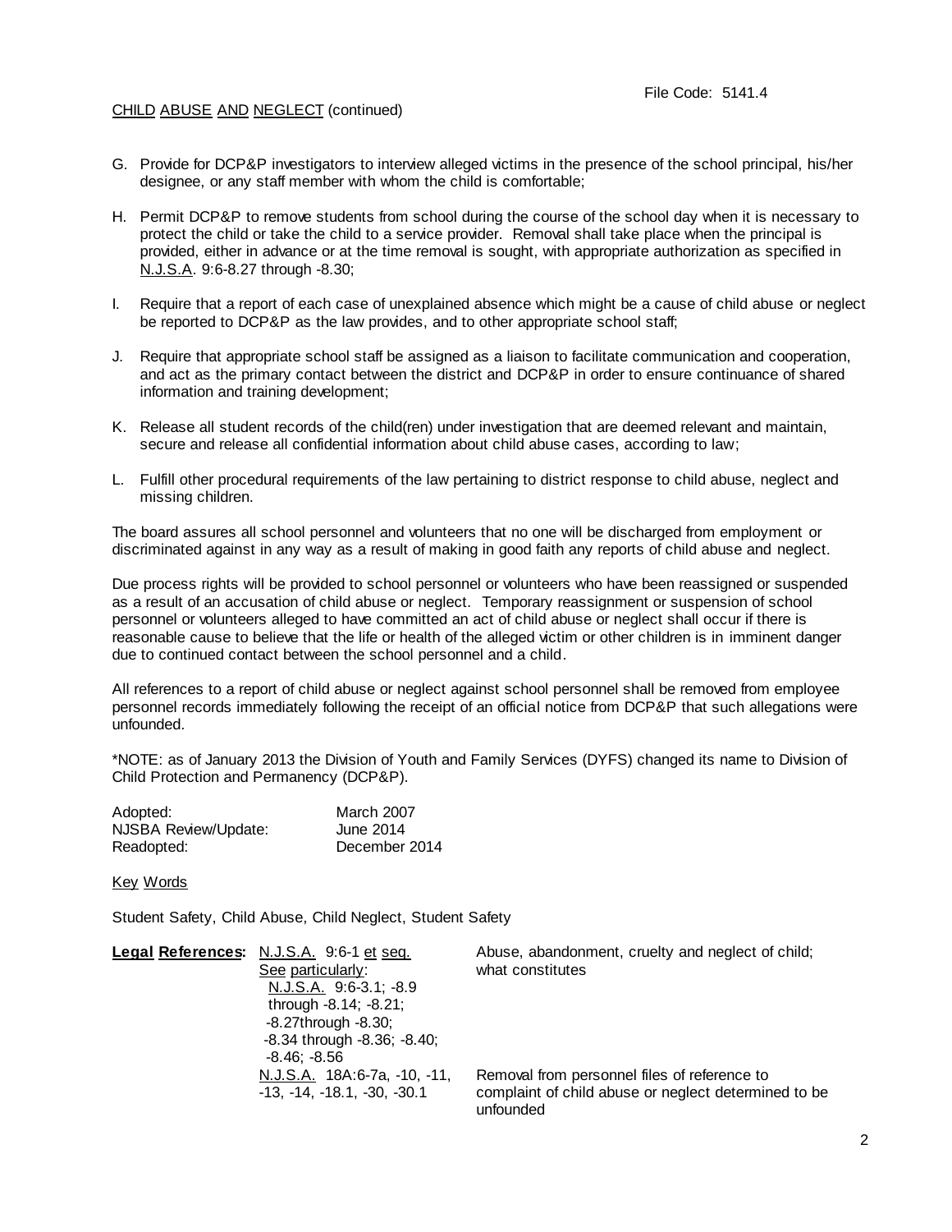CHILD ABUSE AND NEGLECT (continued)

G. Provide for DCP&P investigators to interview alleged victims in the presence of the school principal, his/her designee, or any staff member with whom the child is comfortable;

H. Permit DCP&P to remove students from school during the course of the school day when it is necessary to protect the child or take the child to a service provider. Removal shall take place when the principal is provided, either in advance or at the time removal is sought, with appropriate authorization as specified in N.J.S.A. 9:6-8.27 through -8.30;

I. Require that a report of each case of unexplained absence which might be a cause of child abuse or neglect be reported to DCP&P as the law provides, and to other appropriate school staff;

J. Require that appropriate school staff be assigned as a liaison to facilitate communication and cooperation, and act as the primary contact between the district and DCP&P in order to ensure continuance of shared information and training development;

K. Release all student records of the child(ren) under investigation that are deemed relevant and maintain, secure and release all confidential information about child abuse cases, according to law;

L. Fulfill other procedural requirements of the law pertaining to district response to child abuse, neglect and missing children.

The board assures all school personnel and volunteers that no one will be discharged from employment or discriminated against in any way as a result of making in good faith any reports of child abuse and neglect.

Due process rights will be provided to school personnel or volunteers who have been reassigned or suspended as a result of an accusation of child abuse or neglect. Temporary reassignment or suspension of school personnel or volunteers alleged to have committed an act of child abuse or neglect shall occur if there is reasonable cause to believe that the life or health of the alleged victim or other children is in imminent danger due to continued contact between the school personnel and a child.

All references to a report of child abuse or neglect against school personnel shall be removed from employee personnel records immediately following the receipt of an official notice from DCP&P that such allegations were unfounded.

*NOTE: as of January 2013 the Division of Youth and Family Services (DYFS) changed its name to Division of Child Protection and Permanency (DCP&P).

| | |
|---|---|
| Adopted: | March 2007 |
| NJSBA Review/Update: | June 2014 |
| Readopted: | December 2014 |

Key Words

Student Safety, Child Abuse, Child Neglect, Student Safety

| **Legal References:** | | |
|---|---|---|
| | N.J.S.A. 9:6-1 et seq. See particularly: N.J.S.A. 9:6-3.1; -8.9 through -8.14; -8.21; -8.27through -8.30; -8.34 through -8.36; -8.40; -8.46; -8.56 | Abuse, abandonment, cruelty and neglect of child; what constitutes |
| | N.J.S.A. 18A:6-7a, -10, -11, -13, -14, -18.1, -30, -30.1 | Removal from personnel files of reference to complaint of child abuse or neglect determined to be unfounded |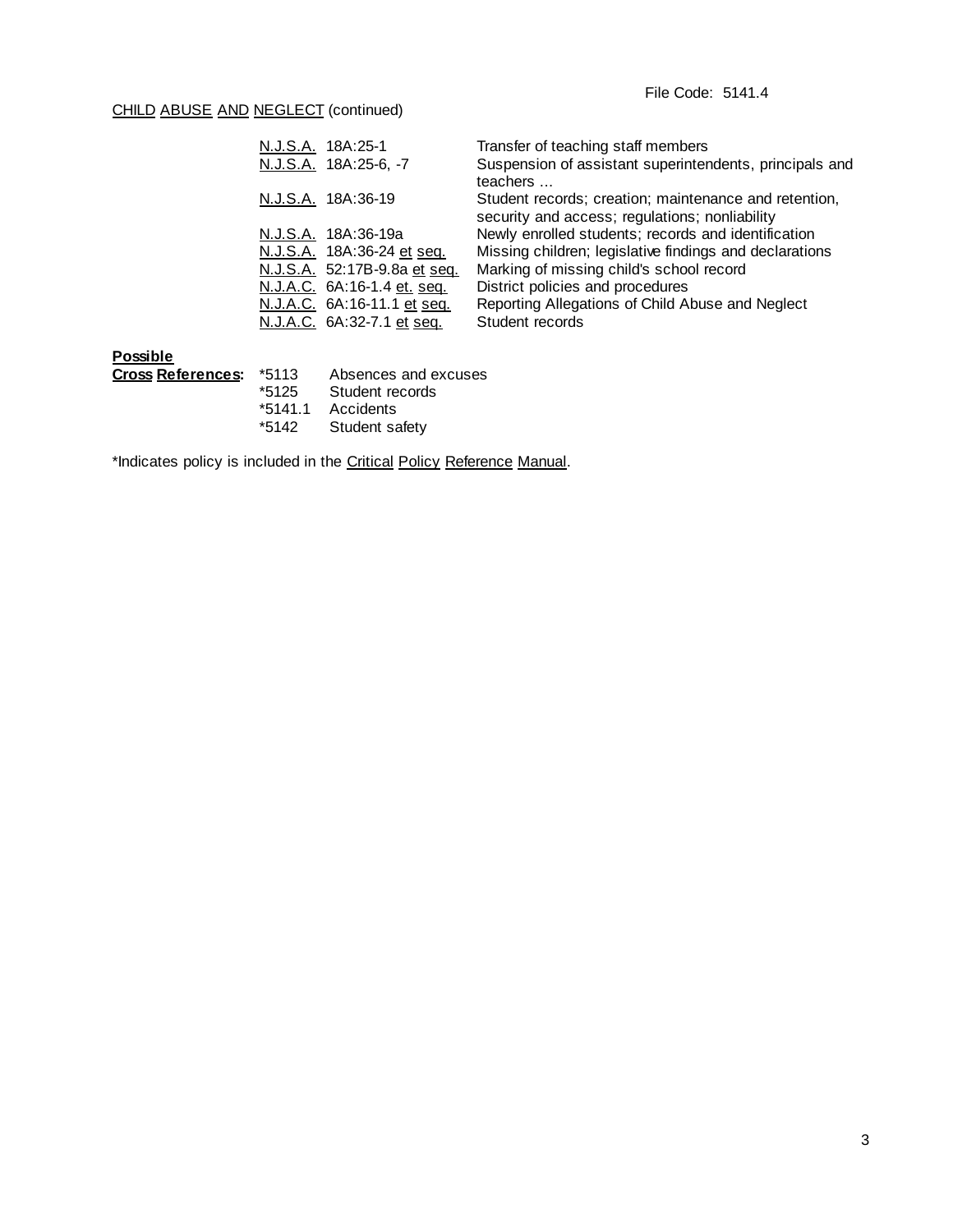File Code: 5141.4

CHILD ABUSE AND NEGLECT (continued)

| | |
|---|---|
| N.J.S.A. 18A:25-1 | Transfer of teaching staff members |
| N.J.S.A. 18A:25-6, -7 | Suspension of assistant superintendents, principals and teachers ... |
| N.J.S.A. 18A:36-19 | Student records; creation; maintenance and retention, security and access; regulations; nonliability |
| N.J.S.A. 18A:36-19a | Newly enrolled students; records and identification |
| N.J.S.A. 18A:36-24 et seq. | Missing children; legislative findings and declarations |
| N.J.S.A. 52:17B-9.8a et seq. | Marking of missing child's school record |
| N.J.A.C. 6A:16-1.4 et. seq. | District policies and procedures |
| N.J.A.C. 6A:16-11.1 et seq. | Reporting Allegations of Child Abuse and Neglect |
| N.J.A.C. 6A:32-7.1 et seq. | Student records |

**Possible Cross References:**

| | |
|---|---|
| *5113 | Absences and excuses |
| *5125 | Student records |
| *5141.1 | Accidents |
| *5142 | Student safety |

*Indicates policy is included in the Critical Policy Reference Manual.